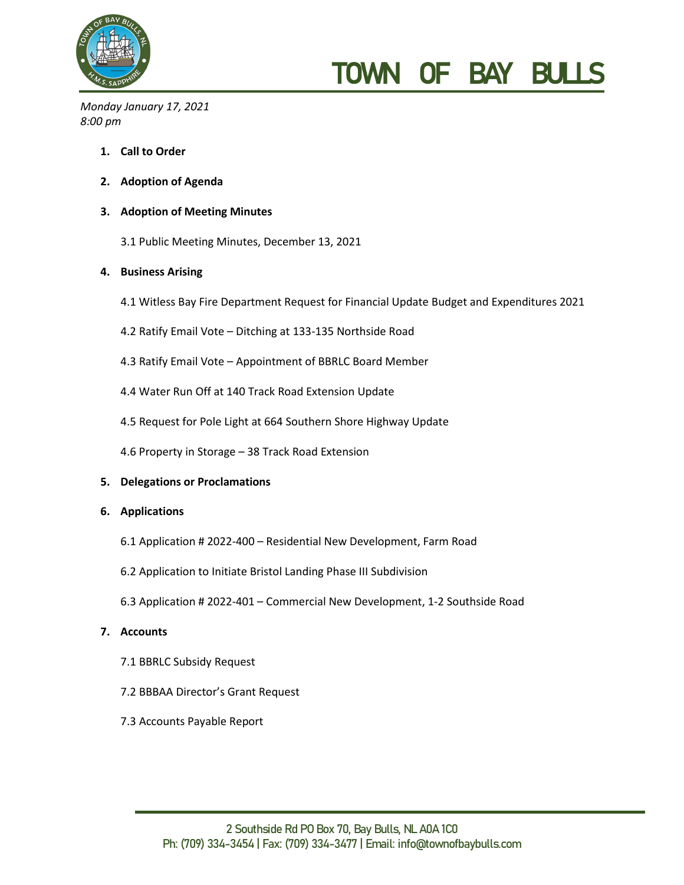# TOWN OF BAY BULLS

*Monday January 17, 2021*
*8:00 pm*

1. **Call to Order**

2. **Adoption of Agenda**

3. **Adoption of Meeting Minutes**

   3.1 Public Meeting Minutes, December 13, 2021

4. **Business Arising**

   4.1 Witless Bay Fire Department Request for Financial Update Budget and Expenditures 2021

   4.2 Ratify Email Vote – Ditching at 133-135 Northside Road

   4.3 Ratify Email Vote – Appointment of BBRLC Board Member

   4.4 Water Run Off at 140 Track Road Extension Update

   4.5 Request for Pole Light at 664 Southern Shore Highway Update

   4.6 Property in Storage – 38 Track Road Extension

5. **Delegations or Proclamations**

6. **Applications**

   6.1 Application # 2022-400 – Residential New Development, Farm Road

   6.2 Application to Initiate Bristol Landing Phase III Subdivision

   6.3 Application # 2022-401 – Commercial New Development, 1-2 Southside Road

7. **Accounts**

   7.1 BBRLC Subsidy Request

   7.2 BBBAA Director's Grant Request

   7.3 Accounts Payable Report

2 Southside Rd PO Box 70, Bay Bulls, NL A0A 1C0
Ph: (709) 334-3454 | Fax: (709) 334-3477 | Email: info@townofbaybulls.com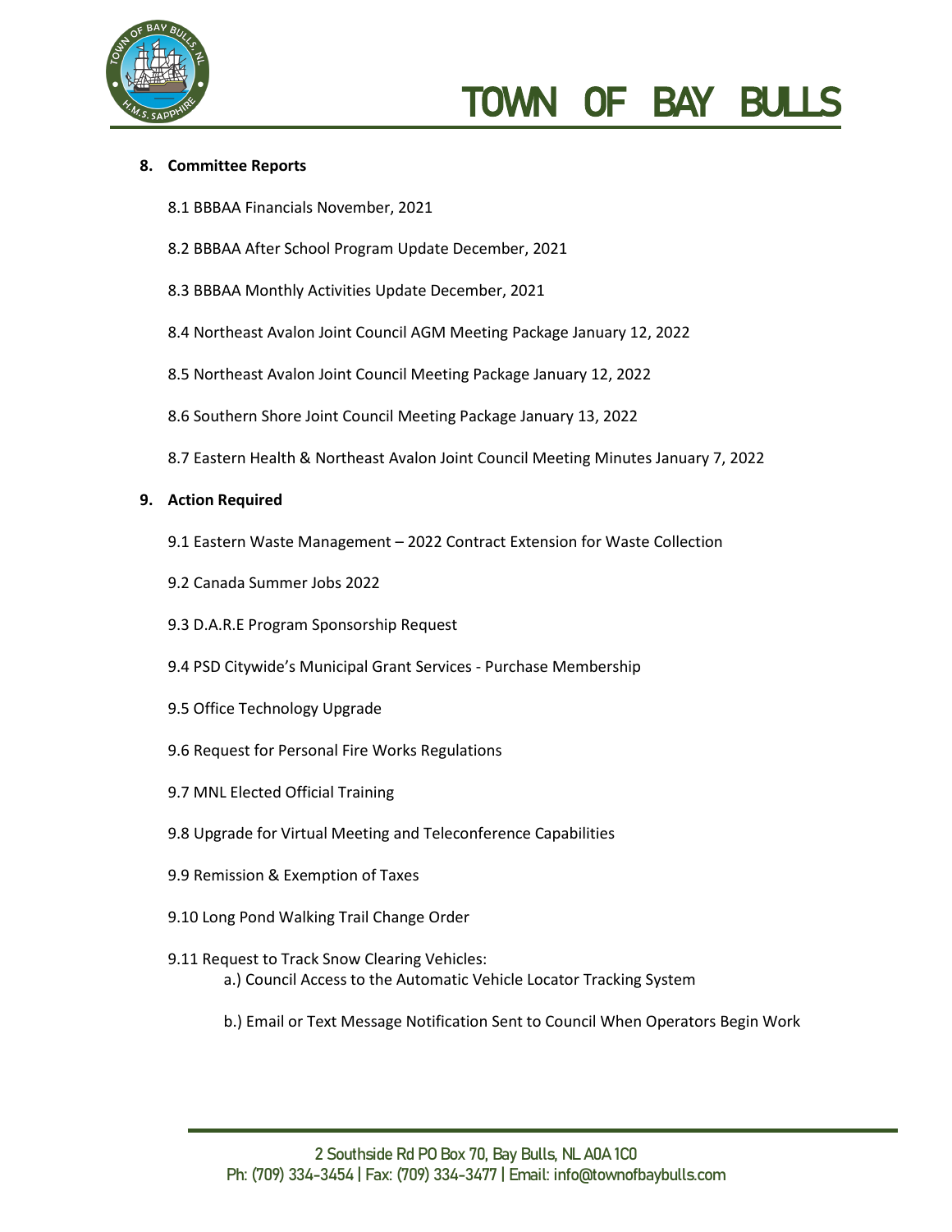8. **Committee Reports**

    8.1 BBBAA Financials November, 2021

    8.2 BBBAA After School Program Update December, 2021

    8.3 BBBAA Monthly Activities Update December, 2021

    8.4 Northeast Avalon Joint Council AGM Meeting Package January 12, 2022

    8.5 Northeast Avalon Joint Council Meeting Package January 12, 2022

    8.6 Southern Shore Joint Council Meeting Package January 13, 2022

    8.7 Eastern Health & Northeast Avalon Joint Council Meeting Minutes January 7, 2022

9. **Action Required**

    9.1 Eastern Waste Management – 2022 Contract Extension for Waste Collection

    9.2 Canada Summer Jobs 2022

    9.3 D.A.R.E Program Sponsorship Request

    9.4 PSD Citywide's Municipal Grant Services - Purchase Membership

    9.5 Office Technology Upgrade

    9.6 Request for Personal Fire Works Regulations

    9.7 MNL Elected Official Training

    9.8 Upgrade for Virtual Meeting and Teleconference Capabilities

    9.9 Remission & Exemption of Taxes

    9.10 Long Pond Walking Trail Change Order

    9.11 Request to Track Snow Clearing Vehicles:

    a.) Council Access to the Automatic Vehicle Locator Tracking System

    b.) Email or Text Message Notification Sent to Council When Operators Begin Work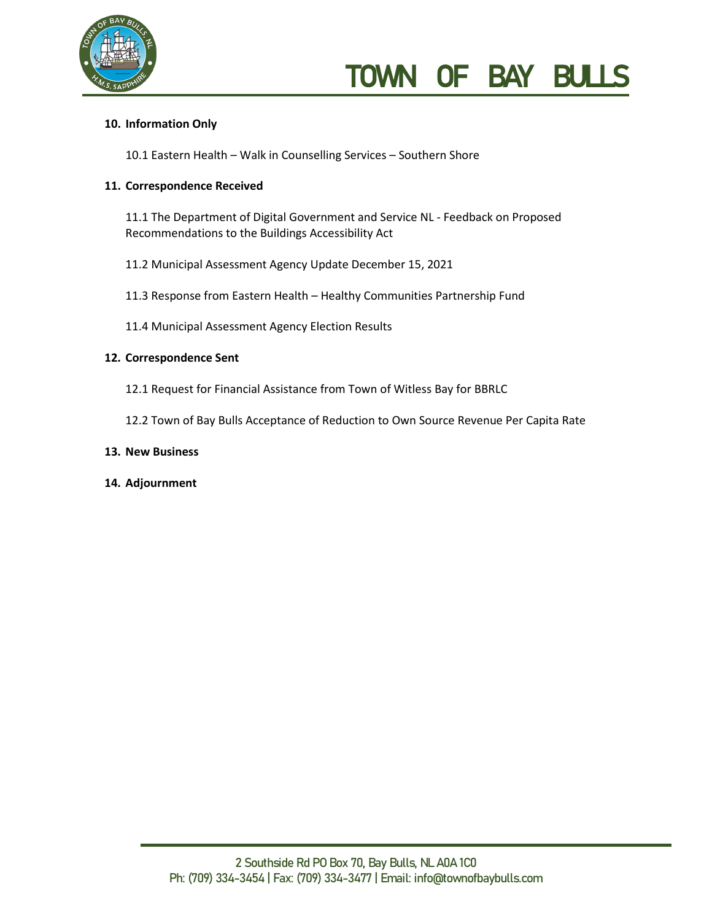**10. Information Only**

10.1 Eastern Health – Walk in Counselling Services – Southern Shore

**11. Correspondence Received**

11.1 The Department of Digital Government and Service NL - Feedback on Proposed Recommendations to the Buildings Accessibility Act

11.2 Municipal Assessment Agency Update December 15, 2021

11.3 Response from Eastern Health – Healthy Communities Partnership Fund

11.4 Municipal Assessment Agency Election Results

**12. Correspondence Sent**

12.1 Request for Financial Assistance from Town of Witless Bay for BBRLC

12.2 Town of Bay Bulls Acceptance of Reduction to Own Source Revenue Per Capita Rate

**13. New Business**

**14. Adjournment**